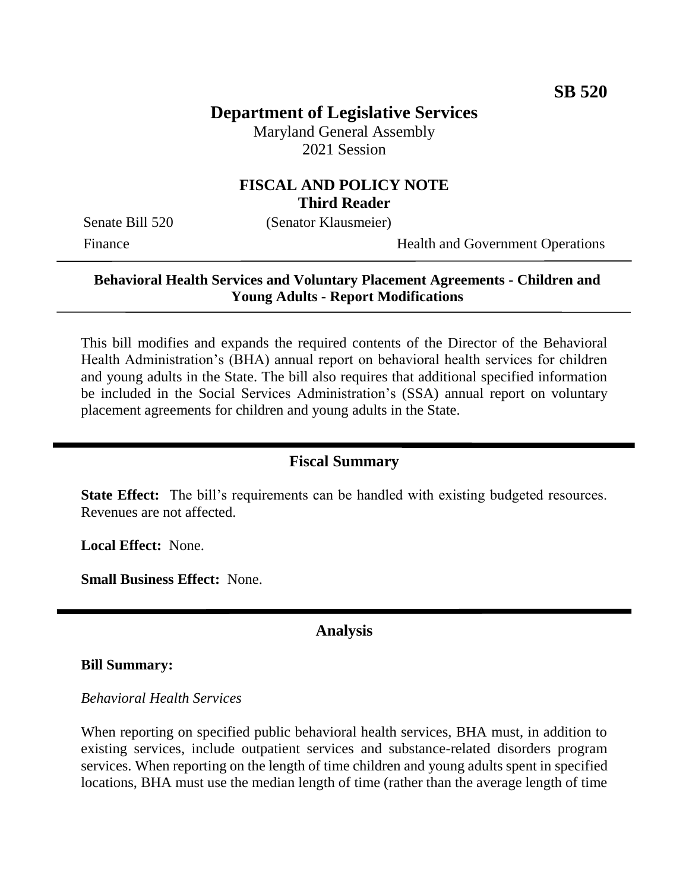**SB 520**

# Department of Legislative Services

Maryland General Assembly
2021 Session

## FISCAL AND POLICY NOTE
**Third Reader**

Senate Bill 520 (Senator Klausmeier)

Finance Health and Government Operations

---

**Behavioral Health Services and Voluntary Placement Agreements - Children and Young Adults - Report Modifications**

---

This bill modifies and expands the required contents of the Director of the Behavioral Health Administration's (BHA) annual report on behavioral health services for children and young adults in the State. The bill also requires that additional specified information be included in the Social Services Administration's (SSA) annual report on voluntary placement agreements for children and young adults in the State.

## Fiscal Summary

**State Effect:** The bill's requirements can be handled with existing budgeted resources. Revenues are not affected.

**Local Effect:** None.

**Small Business Effect:** None.

## Analysis

**Bill Summary:**

*Behavioral Health Services*

When reporting on specified public behavioral health services, BHA must, in addition to existing services, include outpatient services and substance-related disorders program services. When reporting on the length of time children and young adults spent in specified locations, BHA must use the median length of time (rather than the average length of time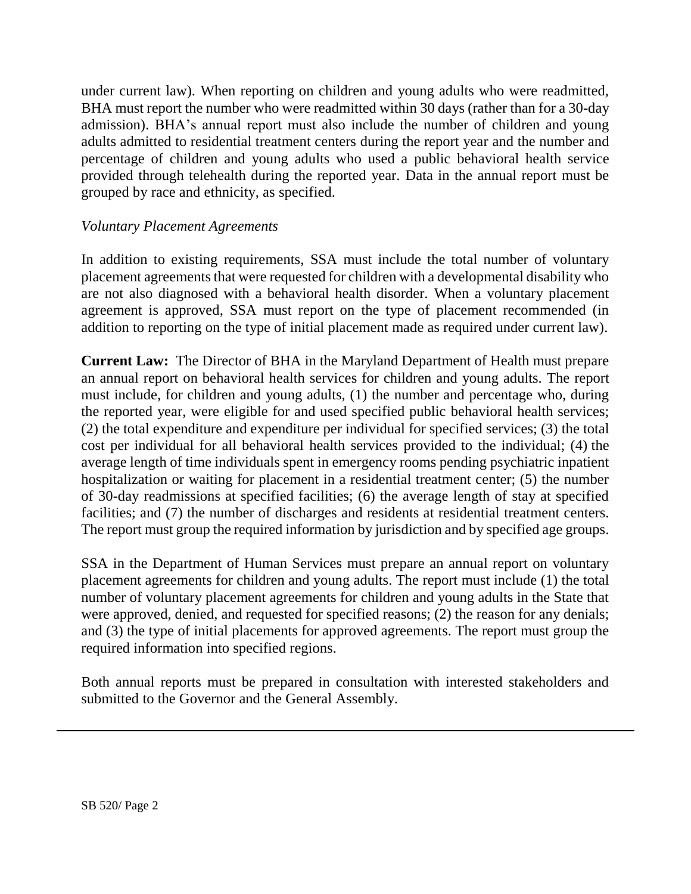under current law). When reporting on children and young adults who were readmitted, BHA must report the number who were readmitted within 30 days (rather than for a 30-day admission). BHA's annual report must also include the number of children and young adults admitted to residential treatment centers during the report year and the number and percentage of children and young adults who used a public behavioral health service provided through telehealth during the reported year. Data in the annual report must be grouped by race and ethnicity, as specified.

*Voluntary Placement Agreements*

In addition to existing requirements, SSA must include the total number of voluntary placement agreements that were requested for children with a developmental disability who are not also diagnosed with a behavioral health disorder. When a voluntary placement agreement is approved, SSA must report on the type of placement recommended (in addition to reporting on the type of initial placement made as required under current law).

**Current Law:** The Director of BHA in the Maryland Department of Health must prepare an annual report on behavioral health services for children and young adults. The report must include, for children and young adults, (1) the number and percentage who, during the reported year, were eligible for and used specified public behavioral health services; (2) the total expenditure and expenditure per individual for specified services; (3) the total cost per individual for all behavioral health services provided to the individual; (4) the average length of time individuals spent in emergency rooms pending psychiatric inpatient hospitalization or waiting for placement in a residential treatment center; (5) the number of 30-day readmissions at specified facilities; (6) the average length of stay at specified facilities; and (7) the number of discharges and residents at residential treatment centers. The report must group the required information by jurisdiction and by specified age groups.

SSA in the Department of Human Services must prepare an annual report on voluntary placement agreements for children and young adults. The report must include (1) the total number of voluntary placement agreements for children and young adults in the State that were approved, denied, and requested for specified reasons; (2) the reason for any denials; and (3) the type of initial placements for approved agreements. The report must group the required information into specified regions.

Both annual reports must be prepared in consultation with interested stakeholders and submitted to the Governor and the General Assembly.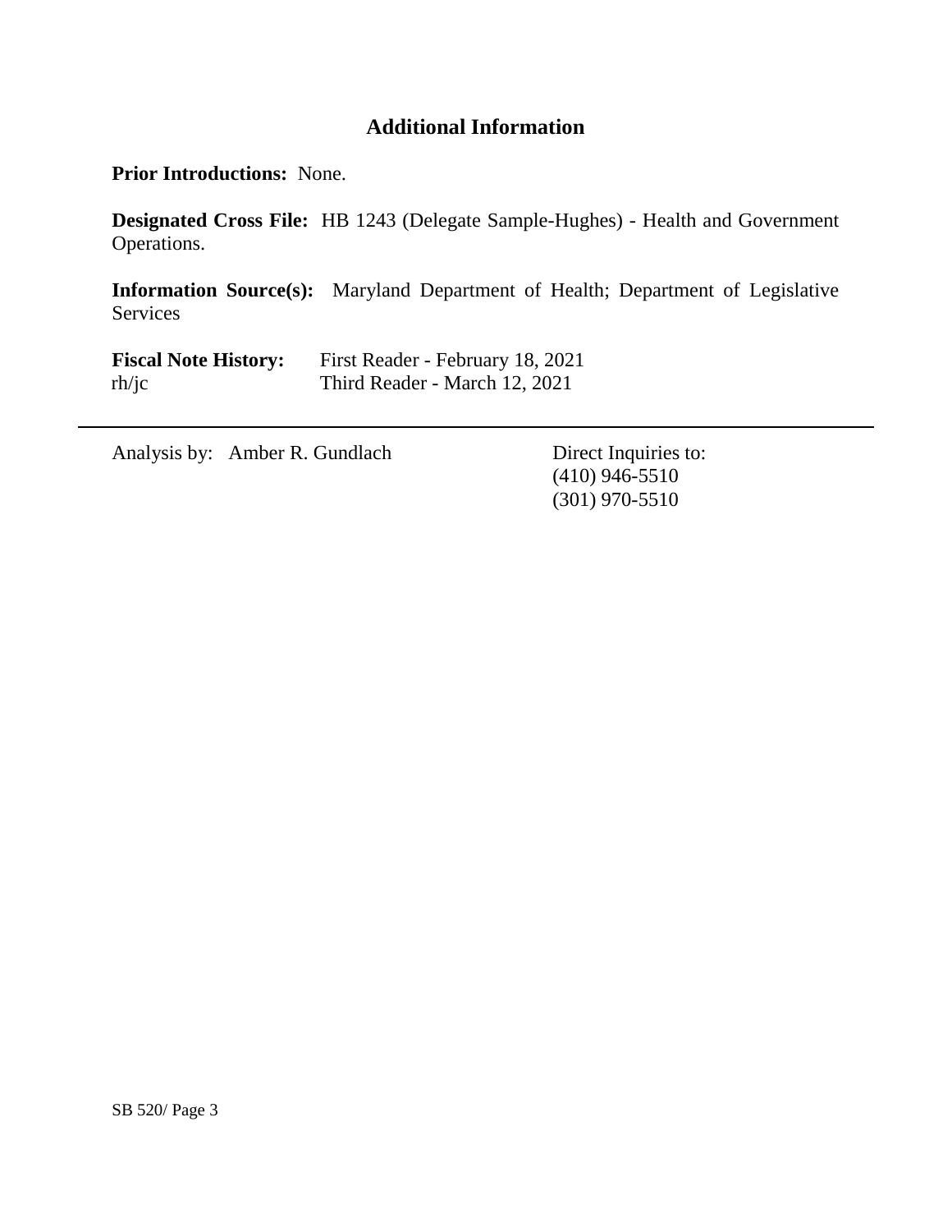## Additional Information

**Prior Introductions:** None.

**Designated Cross File:** HB 1243 (Delegate Sample-Hughes) - Health and Government Operations.

**Information Source(s):** Maryland Department of Health; Department of Legislative Services

**Fiscal Note History:** First Reader - February 18, 2021
rh/jc Third Reader - March 12, 2021

---

Analysis by: Amber R. Gundlach

Direct Inquiries to:
(410) 946-5510
(301) 970-5510